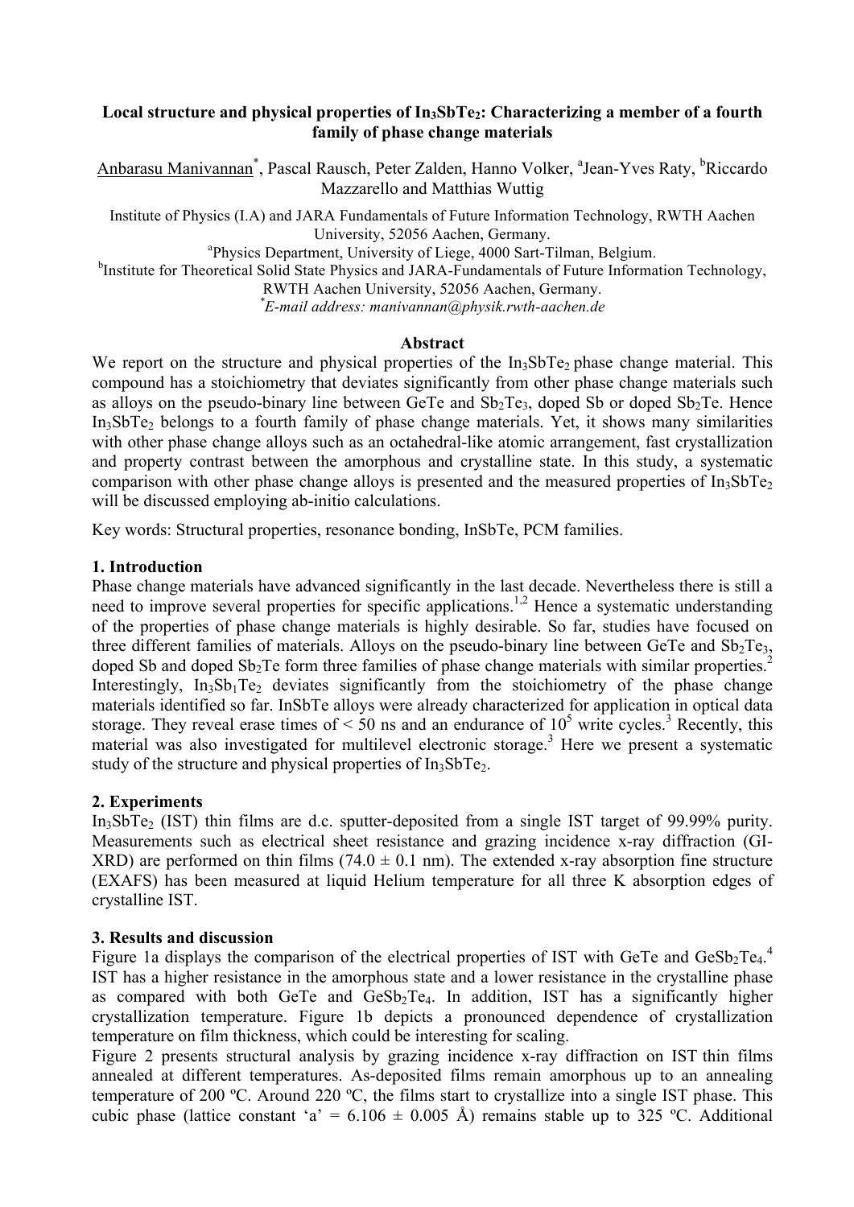# Local structure and physical properties of $In_3SbTe_2$: Characterizing a member of a fourth family of phase change materials

Anbarasu Manivannan*, Pascal Rausch, Peter Zalden, Hanno Volker, [a]Jean-Yves Raty, [b]Riccardo Mazzarello and Matthias Wuttig

Institute of Physics (I.A) and JARA Fundamentals of Future Information Technology, RWTH Aachen University, 52056 Aachen, Germany.

[a]Physics Department, University of Liege, 4000 Sart-Tilman, Belgium.

[b]Institute for Theoretical Solid State Physics and JARA-Fundamentals of Future Information Technology, RWTH Aachen University, 52056 Aachen, Germany.

*E-mail address: manivannan@physik.rwth-aachen.de*

## Abstract

We report on the structure and physical properties of the $In_3SbTe_2$ phase change material. This compound has a stoichiometry that deviates significantly from other phase change materials such as alloys on the pseudo-binary line between GeTe and $Sb_2Te_3$, doped Sb or doped $Sb_2Te$. Hence $In_3SbTe_2$ belongs to a fourth family of phase change materials. Yet, it shows many similarities with other phase change alloys such as an octahedral-like atomic arrangement, fast crystallization and property contrast between the amorphous and crystalline state. In this study, a systematic comparison with other phase change alloys is presented and the measured properties of $In_3SbTe_2$ will be discussed employing ab-initio calculations.

Key words: Structural properties, resonance bonding, InSbTe, PCM families.

## 1. Introduction

Phase change materials have advanced significantly in the last decade. Nevertheless there is still a need to improve several properties for specific applications.[1,2] Hence a systematic understanding of the properties of phase change materials is highly desirable. So far, studies have focused on three different families of materials. Alloys on the pseudo-binary line between GeTe and $Sb_2Te_3$, doped Sb and doped $Sb_2Te$ form three families of phase change materials with similar properties.[2] Interestingly, $In_3Sb_1Te_2$ deviates significantly from the stoichiometry of the phase change materials identified so far. InSbTe alloys were already characterized for application in optical data storage. They reveal erase times of < 50 ns and an endurance of $10^5$ write cycles.[3] Recently, this material was also investigated for multilevel electronic storage.[3] Here we present a systematic study of the structure and physical properties of $In_3SbTe_2$.

## 2. Experiments

$In_3SbTe_2$ (IST) thin films are d.c. sputter-deposited from a single IST target of 99.99% purity. Measurements such as electrical sheet resistance and grazing incidence x-ray diffraction (GI-XRD) are performed on thin films (74.0 ± 0.1 nm). The extended x-ray absorption fine structure (EXAFS) has been measured at liquid Helium temperature for all three K absorption edges of crystalline IST.

## 3. Results and discussion

Figure 1a displays the comparison of the electrical properties of IST with GeTe and $GeSb_2Te_4$.[4] IST has a higher resistance in the amorphous state and a lower resistance in the crystalline phase as compared with both GeTe and $GeSb_2Te_4$. In addition, IST has a significantly higher crystallization temperature. Figure 1b depicts a pronounced dependence of crystallization temperature on film thickness, which could be interesting for scaling.

Figure 2 presents structural analysis by grazing incidence x-ray diffraction on IST thin films annealed at different temperatures. As-deposited films remain amorphous up to an annealing temperature of 200 ºC. Around 220 ºC, the films start to crystallize into a single IST phase. This cubic phase (lattice constant 'a' = 6.106 ± 0.005 Å) remains stable up to 325 ºC. Additional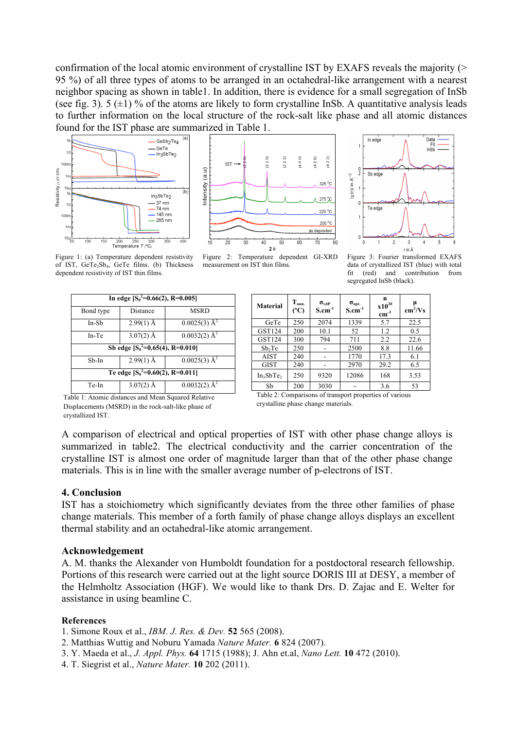confirmation of the local atomic environment of crystalline IST by EXAFS reveals the majority (> 95 %) of all three types of atoms to be arranged in an octahedral-like arrangement with a nearest neighbor spacing as shown in table1. In addition, there is evidence for a small segregation of InSb (see fig. 3). 5 (±1) % of the atoms are likely to form crystalline InSb. A quantitative analysis leads to further information on the local structure of the rock-salt like phase and all atomic distances found for the IST phase are summarized in Table 1.

(a)
GeSb2Te4
GeTe
In3SbTe2
Resistivity ρ (Ω cm)
1k
10
100m
1m
10μ
(b)
In3SbTe2
37 nm
74 nm
145 nm
285 nm
1k
10
100m
1m
10μ
50 100 150 200 250 300 350 400
Temperature T (°C)

Figure 1: (a) Temperature dependent resistivity of IST, $GeTe_2Sb_4$, GeTe films. (b) Thickness dependent resistivity of IST thin films.

Intensity (a.u)
IST
(2 0 0)
(2 2 0)
(2 2 2)
(4 0 0)
(4 2 0)
(4 2 2)
325 °C
275 °C
220 °C
200 °C
as deposited
10 20 30 40 50 60 70 80
2 θ

Figure 2: Temperature dependent GI-XRD measurement on IST thin films.

|χ(r)| in Å$^{-2}$
In edge
Data
Fit
InSb
Sb edge
Te edge
0 1 2 3 4 5 6
r in Å

Figure 3: Fourier transformed EXAFS data of crystallized IST (blue) with total fit (red) and contribution from segregated InSb (black).

| In edge [$S_0^2$=0.66(2), R=0.005] | | |
|---|---|---|
| Bond type | Distance | MSRD |
| In-Sb | 2.99(1) Å | 0.0025(3) Å$^2$ |
| In-Te | 3.07(2) Å | 0.0032(2) Å$^2$ |
| **Sb edge [$S_0^2$=0.65(4), R=0.010]** | | |
| Sb-In | 2.99(1) Å | 0.0025(3) Å$^2$ |
| **Te edge [$S_0^2$=0.60(2), R=0.011]** | | |
| Te-In | 3.07(2) Å | 0.0032(2) Å$^2$ |

Table 1: Atomic distances and Mean Squared Relative Displacements (MSRD) in the rock-salt-like phase of crystallized IST.

| Material | $T_{ann.}$ (°C) | $\sigma_{vdP}$ S.cm$^{-1}$ | $\sigma_{opt.}$ S.cm$^{-1}$ | n x10$^{20}$ cm$^{-3}$ | μ cm$^2$/Vs |
|---|---|---|---|---|---|
| GeTe | 250 | 2074 | 1339 | 5.7 | 22.5 |
| GST124 | 200 | 10.1 | 52 | 1.2 | 0.5 |
| GST124 | 300 | 794 | 711 | 2.2 | 22.6 |
| $Sb_2Te$ | 250 | - | 2500 | 8.8 | 11.66 |
| AIST | 240 | - | 1770 | 17.3 | 6.1 |
| GIST | 240 | - | 2970 | 29.2 | 6.5 |
| $In_3SbTe_2$ | 250 | 9320 | 12086 | 168 | 3.53 |
| Sb | 200 | 3030 | ~ | 3.6 | 53 |

Table 2: Comparisons of transport properties of various crystalline phase change materials.

A comparison of electrical and optical properties of IST with other phase change alloys is summarized in table2. The electrical conductivity and the carrier concentration of the crystalline IST is almost one order of magnitude larger than that of the other phase change materials. This is in line with the smaller average number of p-electrons of IST.

## 4. Conclusion

IST has a stoichiometry which significantly deviates from the three other families of phase change materials. This member of a forth family of phase change alloys displays an excellent thermal stability and an octahedral-like atomic arrangement.

## Acknowledgement

A. M. thanks the Alexander von Humboldt foundation for a postdoctoral research fellowship. Portions of this research were carried out at the light source DORIS III at DESY, a member of the Helmholtz Association (HGF). We would like to thank Drs. D. Zajac and E. Welter for assistance in using beamline C.

## References

1. Simone Roux et al., *IBM. J. Res. & Dev.* **52** 565 (2008).
2. Matthias Wuttig and Noburu Yamada *Nature Mater.* **6** 824 (2007).
3. Y. Maeda et al., *J. Appl. Phys.* **64** 1715 (1988); J. Ahn et.al, *Nano Lett.* **10** 472 (2010).
4. T. Siegrist et al., *Nature Mater.* **10** 202 (2011).